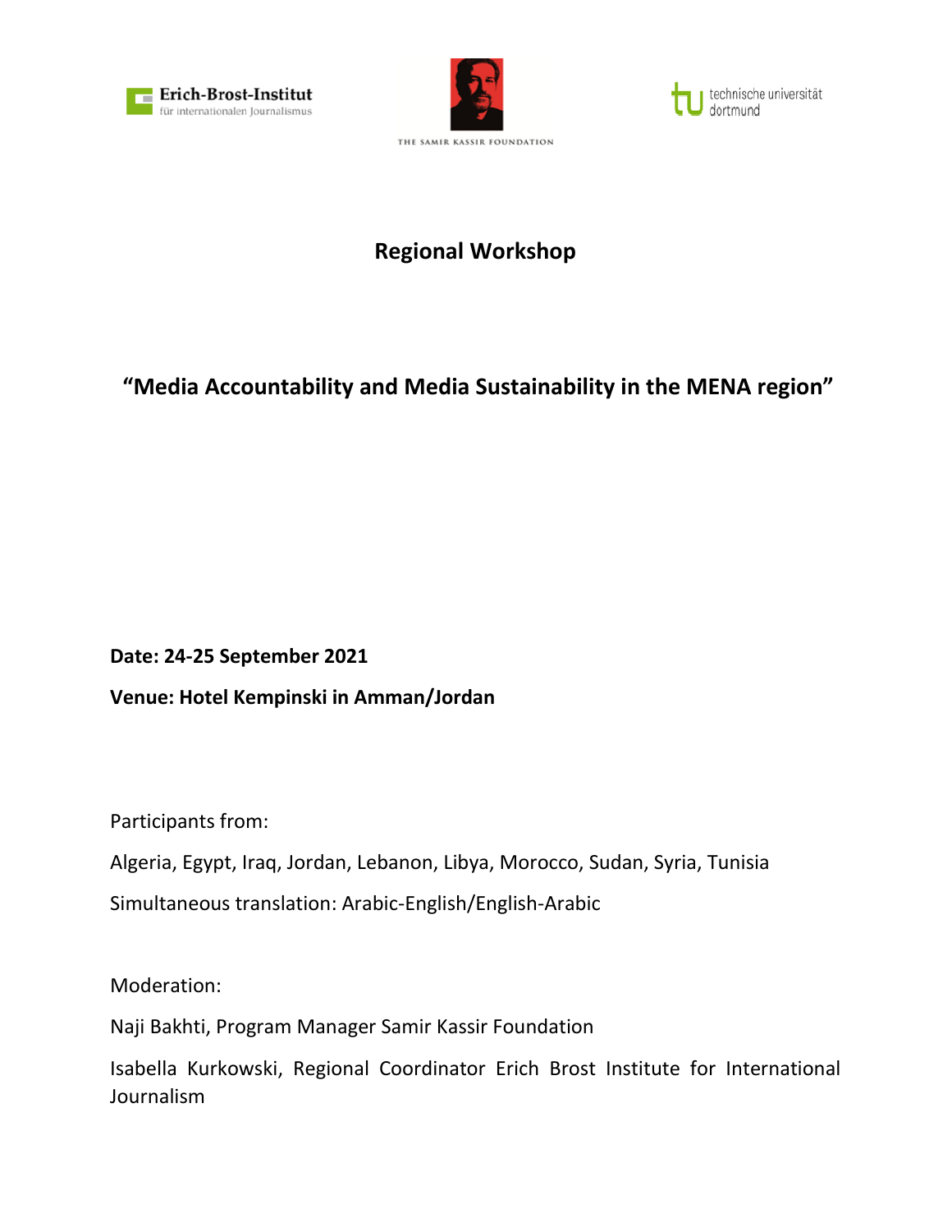Erich-Brost-Institut
für internationalen Journalismus

THE SAMIR KASSIR FOUNDATION

technische universität
dortmund

# Regional Workshop

## “Media Accountability and Media Sustainability in the MENA region”

**Date: 24-25 September 2021**

**Venue: Hotel Kempinski in Amman/Jordan**

Participants from:

Algeria, Egypt, Iraq, Jordan, Lebanon, Libya, Morocco, Sudan, Syria, Tunisia

Simultaneous translation: Arabic-English/English-Arabic

Moderation:

Naji Bakhti, Program Manager Samir Kassir Foundation

Isabella Kurkowski, Regional Coordinator Erich Brost Institute for International Journalism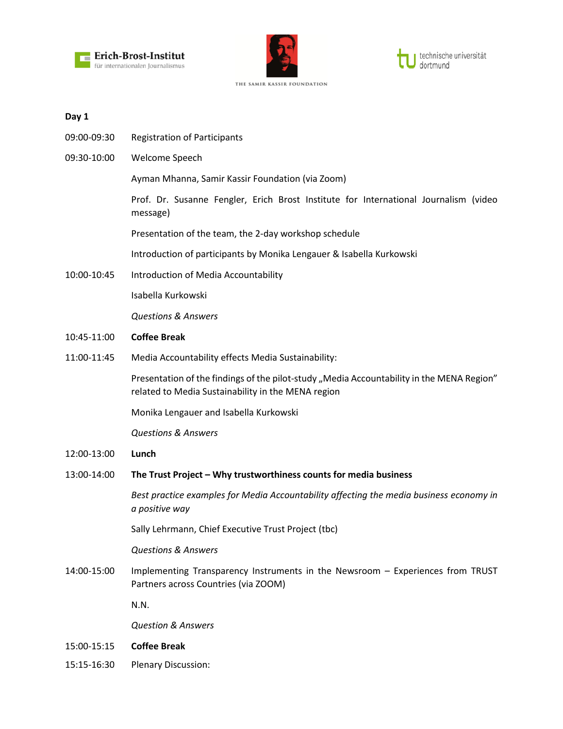**Day 1**

| | |
|---|---|
| 09:00-09:30 | Registration of Participants |
| 09:30-10:00 | Welcome Speech<br><br>Ayman Mhanna, Samir Kassir Foundation (via Zoom)<br><br>Prof. Dr. Susanne Fengler, Erich Brost Institute for International Journalism (video message)<br><br>Presentation of the team, the 2-day workshop schedule<br><br>Introduction of participants by Monika Lengauer & Isabella Kurkowski |
| 10:00-10:45 | Introduction of Media Accountability<br><br>Isabella Kurkowski<br><br>*Questions & Answers* |
| 10:45-11:00 | **Coffee Break** |
| 11:00-11:45 | Media Accountability effects Media Sustainability:<br><br>Presentation of the findings of the pilot-study „Media Accountability in the MENA Region" related to Media Sustainability in the MENA region<br><br>Monika Lengauer and Isabella Kurkowski<br><br>*Questions & Answers* |
| 12:00-13:00 | **Lunch** |
| 13:00-14:00 | **The Trust Project – Why trustworthiness counts for media business**<br><br>*Best practice examples for Media Accountability affecting the media business economy in a positive way*<br><br>Sally Lehrmann, Chief Executive Trust Project (tbc)<br><br>*Questions & Answers* |
| 14:00-15:00 | Implementing Transparency Instruments in the Newsroom – Experiences from TRUST Partners across Countries (via ZOOM)<br><br>N.N.<br><br>*Question & Answers* |
| 15:00-15:15 | **Coffee Break** |
| 15:15-16:30 | Plenary Discussion: |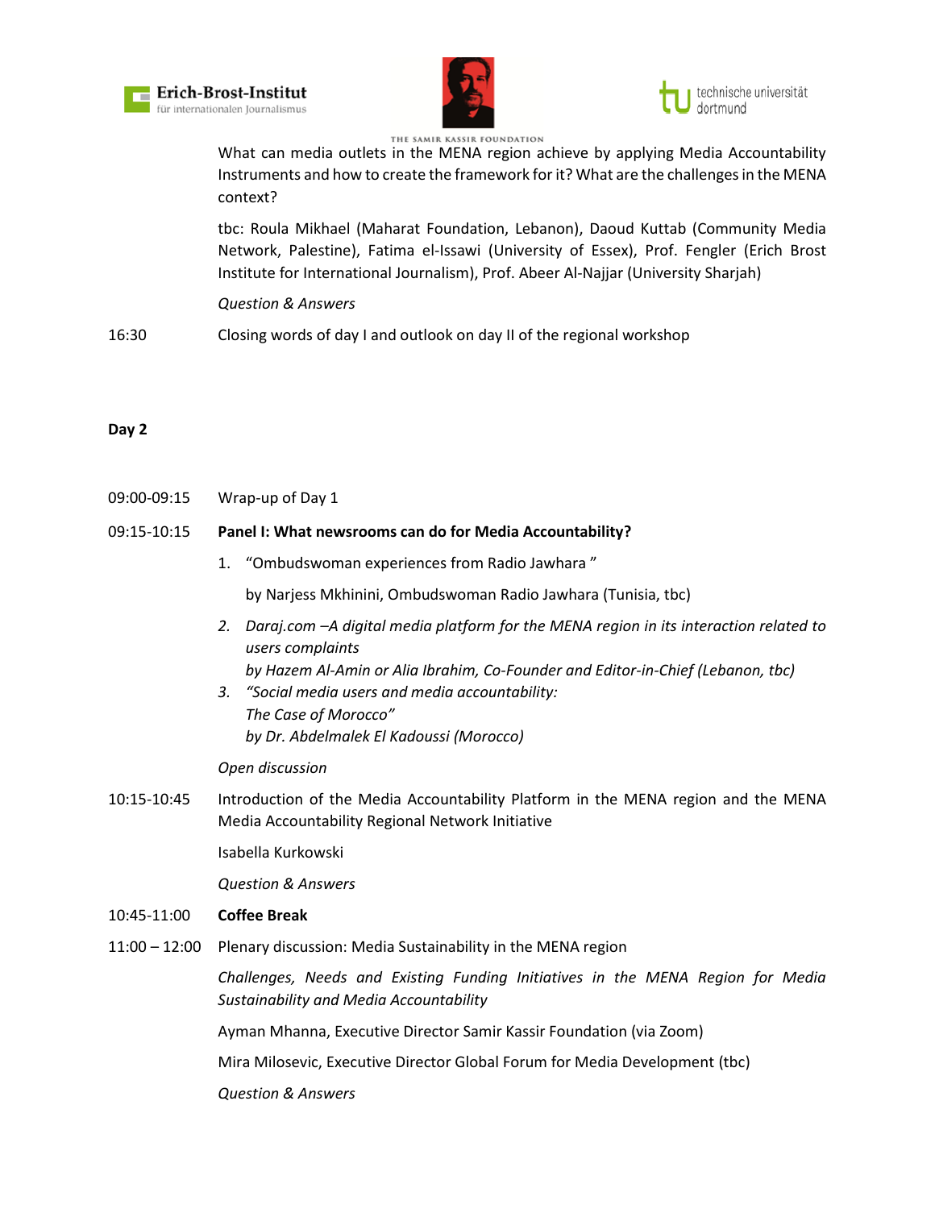What can media outlets in the MENA region achieve by applying Media Accountability Instruments and how to create the framework for it? What are the challenges in the MENA context?

tbc: Roula Mikhael (Maharat Foundation, Lebanon), Daoud Kuttab (Community Media Network, Palestine), Fatima el-Issawi (University of Essex), Prof. Fengler (Erich Brost Institute for International Journalism), Prof. Abeer Al-Najjar (University Sharjah)

*Question & Answers*

16:30 Closing words of day I and outlook on day II of the regional workshop

**Day 2**

09:00-09:15 Wrap-up of Day 1

09:15-10:15 **Panel I: What newsrooms can do for Media Accountability?**

1. "Ombudswoman experiences from Radio Jawhara "

   by Narjess Mkhinini, Ombudswoman Radio Jawhara (Tunisia, tbc)

2. *Daraj.com –A digital media platform for the MENA region in its interaction related to users complaints*
   *by Hazem Al-Amin or Alia Ibrahim, Co-Founder and Editor-in-Chief (Lebanon, tbc)*
3. *"Social media users and media accountability:*
   *The Case of Morocco"*
   *by Dr. Abdelmalek El Kadoussi (Morocco)*

*Open discussion*

10:15-10:45 Introduction of the Media Accountability Platform in the MENA region and the MENA Media Accountability Regional Network Initiative

Isabella Kurkowski

*Question & Answers*

10:45-11:00 **Coffee Break**

11:00 – 12:00 Plenary discussion: Media Sustainability in the MENA region

*Challenges, Needs and Existing Funding Initiatives in the MENA Region for Media Sustainability and Media Accountability*

Ayman Mhanna, Executive Director Samir Kassir Foundation (via Zoom)

Mira Milosevic, Executive Director Global Forum for Media Development (tbc)

*Question & Answers*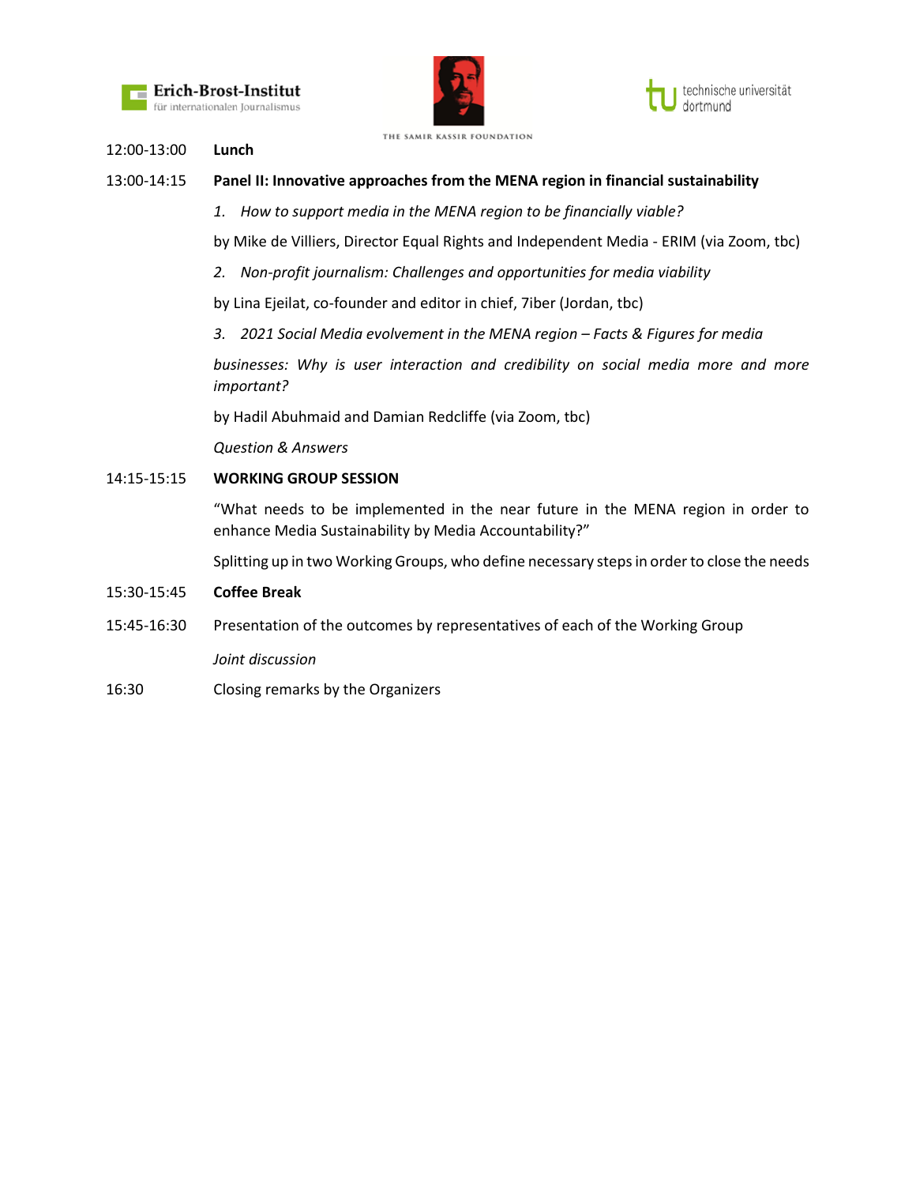12:00-13:00 **Lunch**

13:00-14:15 **Panel II: Innovative approaches from the MENA region in financial sustainability**

1. *How to support media in the MENA region to be financially viable?*

by Mike de Villiers, Director Equal Rights and Independent Media - ERIM (via Zoom, tbc)

2. *Non-profit journalism: Challenges and opportunities for media viability*

by Lina Ejeilat, co-founder and editor in chief, 7iber (Jordan, tbc)

3. *2021 Social Media evolvement in the MENA region – Facts & Figures for media businesses: Why is user interaction and credibility on social media more and more important?*

by Hadil Abuhmaid and Damian Redcliffe (via Zoom, tbc)

*Question & Answers*

14:15-15:15 **WORKING GROUP SESSION**

"What needs to be implemented in the near future in the MENA region in order to enhance Media Sustainability by Media Accountability?"

Splitting up in two Working Groups, who define necessary steps in order to close the needs

15:30-15:45 **Coffee Break**

15:45-16:30 Presentation of the outcomes by representatives of each of the Working Group

*Joint discussion*

16:30 Closing remarks by the Organizers